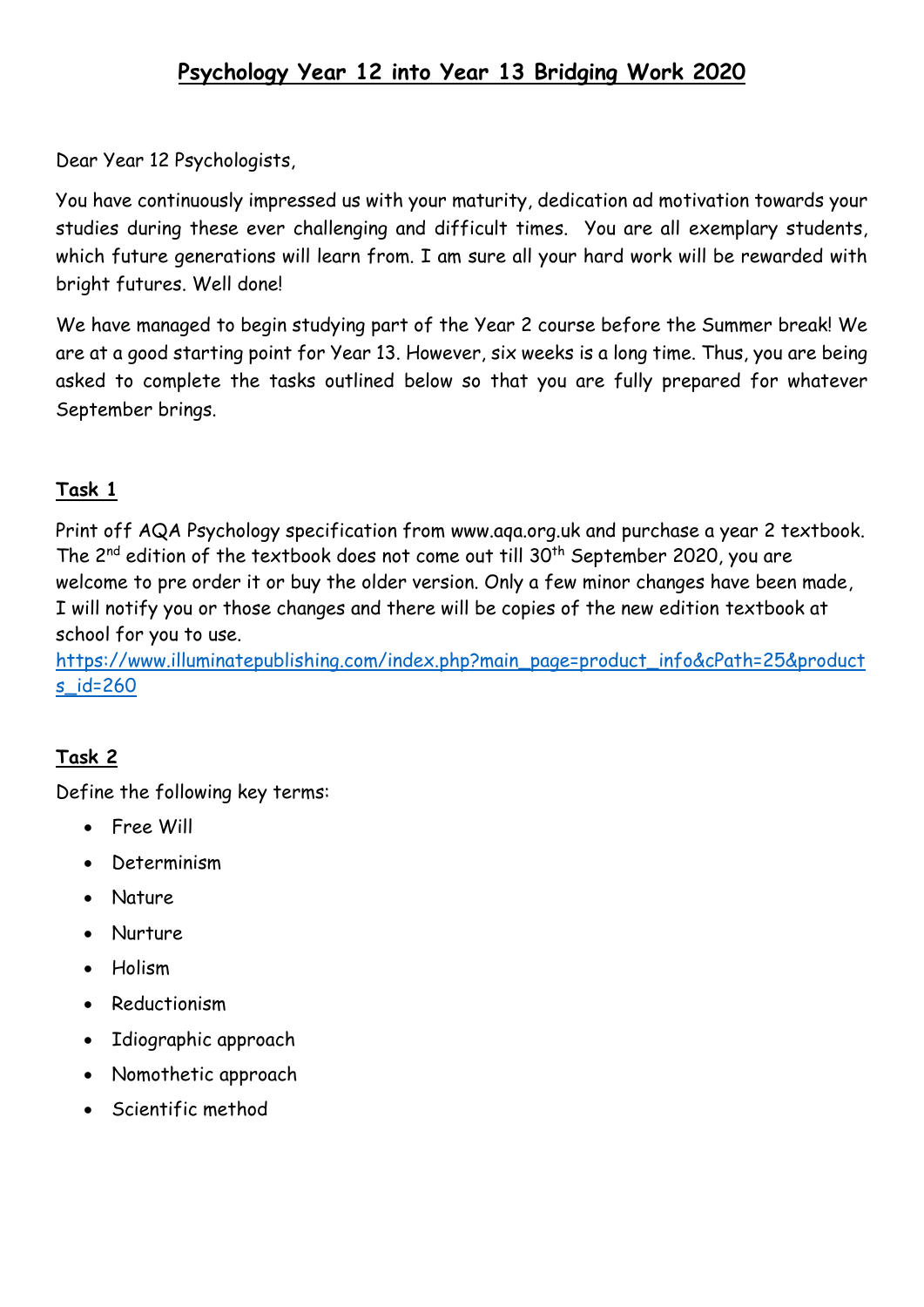# Psychology Year 12 into Year 13 Bridging Work 2020

Dear Year 12 Psychologists,

You have continuously impressed us with your maturity, dedication ad motivation towards your studies during these ever challenging and difficult times. You are all exemplary students, which future generations will learn from. I am sure all your hard work will be rewarded with bright futures. Well done!

We have managed to begin studying part of the Year 2 course before the Summer break! We are at a good starting point for Year 13. However, six weeks is a long time. Thus, you are being asked to complete the tasks outlined below so that you are fully prepared for whatever September brings.

## Task 1

Print off AQA Psychology specification from www.aqa.org.uk and purchase a year 2 textbook. The 2nd edition of the textbook does not come out till 30th September 2020, you are welcome to pre order it or buy the older version. Only a few minor changes have been made, I will notify you or those changes and there will be copies of the new edition textbook at school for you to use.
https://www.illuminatepublishing.com/index.php?main_page=product_info&cPath=25&products_id=260

## Task 2

Define the following key terms:

- Free Will
- Determinism
- Nature
- Nurture
- Holism
- Reductionism
- Idiographic approach
- Nomothetic approach
- Scientific method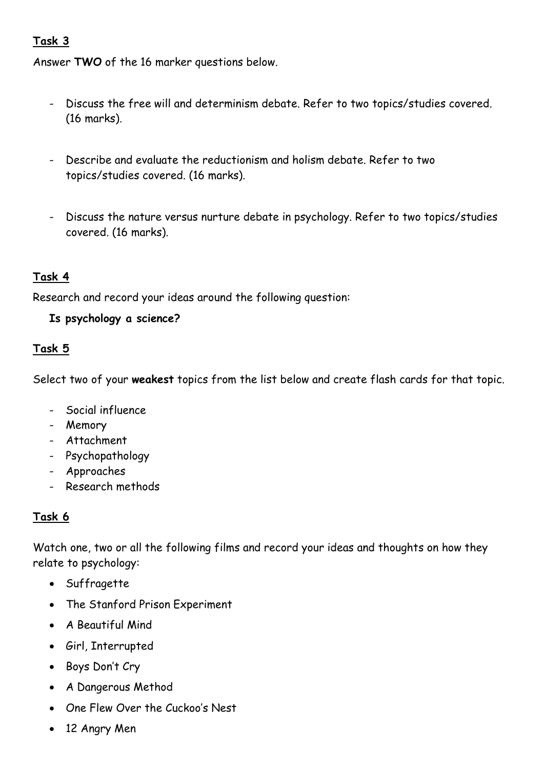**Task 3**

Answer **TWO** of the 16 marker questions below.

- Discuss the free will and determinism debate. Refer to two topics/studies covered. (16 marks).
- Describe and evaluate the reductionism and holism debate. Refer to two topics/studies covered. (16 marks).
- Discuss the nature versus nurture debate in psychology. Refer to two topics/studies covered. (16 marks).

**Task 4**

Research and record your ideas around the following question:

**Is psychology a science?**

**Task 5**

Select two of your **weakest** topics from the list below and create flash cards for that topic.

- Social influence
- Memory
- Attachment
- Psychopathology
- Approaches
- Research methods

**Task 6**

Watch one, two or all the following films and record your ideas and thoughts on how they relate to psychology:

- Suffragette
- The Stanford Prison Experiment
- A Beautiful Mind
- Girl, Interrupted
- Boys Don't Cry
- A Dangerous Method
- One Flew Over the Cuckoo's Nest
- 12 Angry Men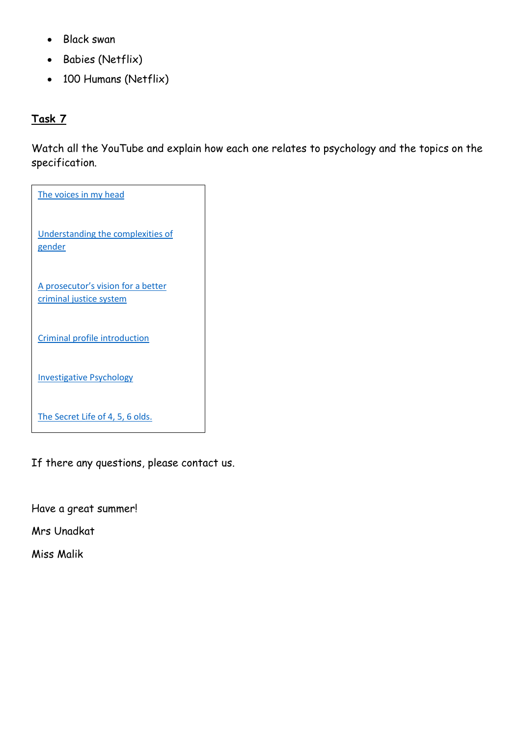- Black swan
- Babies (Netflix)
- 100 Humans (Netflix)

## Task 7

Watch all the YouTube and explain how each one relates to psychology and the topics on the specification.

| |
|---|
| The voices in my head |
| Understanding the complexities of gender |
| A prosecutor's vision for a better criminal justice system |
| Criminal profile introduction |
| Investigative Psychology |
| The Secret Life of 4, 5, 6 olds. |

If there any questions, please contact us.

Have a great summer!

Mrs Unadkat

Miss Malik